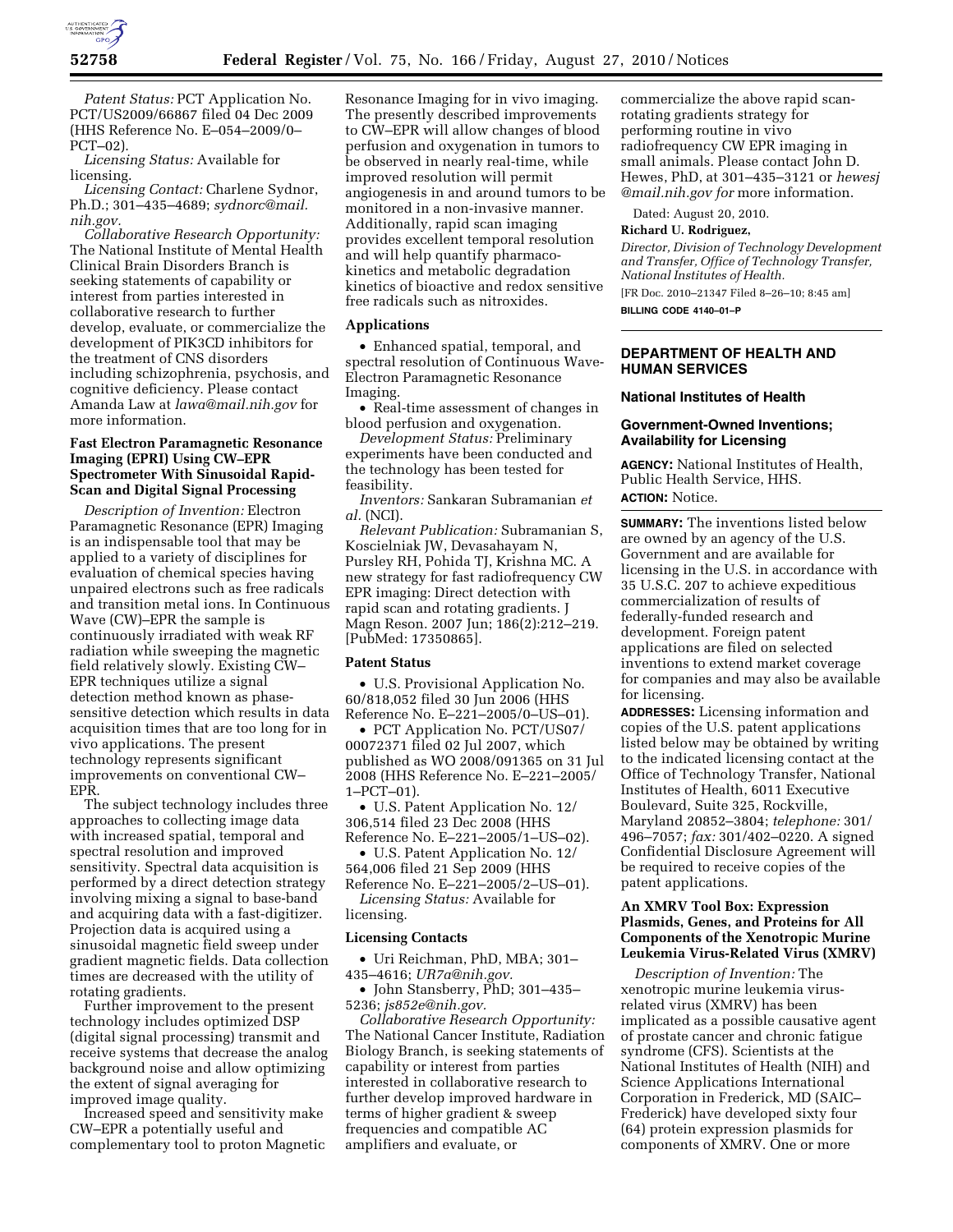*Patent Status:* PCT Application No. PCT/US2009/66867 filed 04 Dec 2009 (HHS Reference No. E–054–2009/0–PCT–02).

*Licensing Status:* Available for licensing.

*Licensing Contact:* Charlene Sydnor, Ph.D.; 301–435–4689; *sydnorc@mail.nih.gov.*

*Collaborative Research Opportunity:* The National Institute of Mental Health Clinical Brain Disorders Branch is seeking statements of capability or interest from parties interested in collaborative research to further develop, evaluate, or commercialize the development of PIK3CD inhibitors for the treatment of CNS disorders including schizophrenia, psychosis, and cognitive deficiency. Please contact Amanda Law at *lawa@mail.nih.gov* for more information.

### Fast Electron Paramagnetic Resonance Imaging (EPRI) Using CW–EPR Spectrometer With Sinusoidal Rapid-Scan and Digital Signal Processing

*Description of Invention:* Electron Paramagnetic Resonance (EPR) Imaging is an indispensable tool that may be applied to a variety of disciplines for evaluation of chemical species having unpaired electrons such as free radicals and transition metal ions. In Continuous Wave (CW)–EPR the sample is continuously irradiated with weak RF radiation while sweeping the magnetic field relatively slowly. Existing CW–EPR techniques utilize a signal detection method known as phase-sensitive detection which results in data acquisition times that are too long for in vivo applications. The present technology represents significant improvements on conventional CW–EPR.

The subject technology includes three approaches to collecting image data with increased spatial, temporal and spectral resolution and improved sensitivity. Spectral data acquisition is performed by a direct detection strategy involving mixing a signal to base-band and acquiring data with a fast-digitizer. Projection data is acquired using a sinusoidal magnetic field sweep under gradient magnetic fields. Data collection times are decreased with the utility of rotating gradients.

Further improvement to the present technology includes optimized DSP (digital signal processing) transmit and receive systems that decrease the analog background noise and allow optimizing the extent of signal averaging for improved image quality.

Increased speed and sensitivity make CW–EPR a potentially useful and complementary tool to proton Magnetic Resonance Imaging for in vivo imaging. The presently described improvements to CW–EPR will allow changes of blood perfusion and oxygenation in tumors to be observed in nearly real-time, while improved resolution will permit angiogenesis in and around tumors to be monitored in a non-invasive manner. Additionally, rapid scan imaging provides excellent temporal resolution and will help quantify pharmaco-kinetics and metabolic degradation kinetics of bioactive and redox sensitive free radicals such as nitroxides.

#### Applications

- Enhanced spatial, temporal, and spectral resolution of Continuous Wave-Electron Paramagnetic Resonance Imaging.
- Real-time assessment of changes in blood perfusion and oxygenation.

*Development Status:* Preliminary experiments have been conducted and the technology has been tested for feasibility.

*Inventors:* Sankaran Subramanian *et al.* (NCI).

*Relevant Publication:* Subramanian S, Koscielniak JW, Devasahayam N, Pursley RH, Pohida TJ, Krishna MC. A new strategy for fast radiofrequency CW EPR imaging: Direct detection with rapid scan and rotating gradients. J Magn Reson. 2007 Jun; 186(2):212–219. [PubMed: 17350865].

#### Patent Status

- U.S. Provisional Application No. 60/818,052 filed 30 Jun 2006 (HHS Reference No. E–221–2005/0–US–01).
- PCT Application No. PCT/US07/00072371 filed 02 Jul 2007, which published as WO 2008/091365 on 31 Jul 2008 (HHS Reference No. E–221–2005/1–PCT–01).
- U.S. Patent Application No. 12/306,514 filed 23 Dec 2008 (HHS Reference No. E–221–2005/1–US–02).
- U.S. Patent Application No. 12/564,006 filed 21 Sep 2009 (HHS Reference No. E–221–2005/2–US–01).

*Licensing Status:* Available for licensing.

#### Licensing Contacts

- Uri Reichman, PhD, MBA; 301–435–4616; *UR7a@nih.gov.*
- John Stansberry, PhD; 301–435–5236; *js852e@nih.gov.*

*Collaborative Research Opportunity:* The National Cancer Institute, Radiation Biology Branch, is seeking statements of capability or interest from parties interested in collaborative research to further develop improved hardware in terms of higher gradient & sweep frequencies and compatible AC amplifiers and evaluate, or commercialize the above rapid scan-rotating gradients strategy for performing routine in vivo radiofrequency CW EPR imaging in small animals. Please contact John D. Hewes, PhD, at 301–435–3121 or *hewesj@mail.nih.gov for* more information.

Dated: August 20, 2010.

**Richard U. Rodriguez,**

*Director, Division of Technology Development and Transfer, Office of Technology Transfer, National Institutes of Health.*

[FR Doc. 2010–21347 Filed 8–26–10; 8:45 am]

**BILLING CODE 4140–01–P**

## DEPARTMENT OF HEALTH AND HUMAN SERVICES

### National Institutes of Health

### Government-Owned Inventions; Availability for Licensing

**AGENCY:** National Institutes of Health, Public Health Service, HHS.

**ACTION:** Notice.

**SUMMARY:** The inventions listed below are owned by an agency of the U.S. Government and are available for licensing in the U.S. in accordance with 35 U.S.C. 207 to achieve expeditious commercialization of results of federally-funded research and development. Foreign patent applications are filed on selected inventions to extend market coverage for companies and may also be available for licensing.

**ADDRESSES:** Licensing information and copies of the U.S. patent applications listed below may be obtained by writing to the indicated licensing contact at the Office of Technology Transfer, National Institutes of Health, 6011 Executive Boulevard, Suite 325, Rockville, Maryland 20852–3804; *telephone:* 301/496–7057; *fax:* 301/402–0220. A signed Confidential Disclosure Agreement will be required to receive copies of the patent applications.

### An XMRV Tool Box: Expression Plasmids, Genes, and Proteins for All Components of the Xenotropic Murine Leukemia Virus-Related Virus (XMRV)

*Description of Invention:* The xenotropic murine leukemia virus-related virus (XMRV) has been implicated as a possible causative agent of prostate cancer and chronic fatigue syndrome (CFS). Scientists at the National Institutes of Health (NIH) and Science Applications International Corporation in Frederick, MD (SAIC–Frederick) have developed sixty four (64) protein expression plasmids for components of XMRV. One or more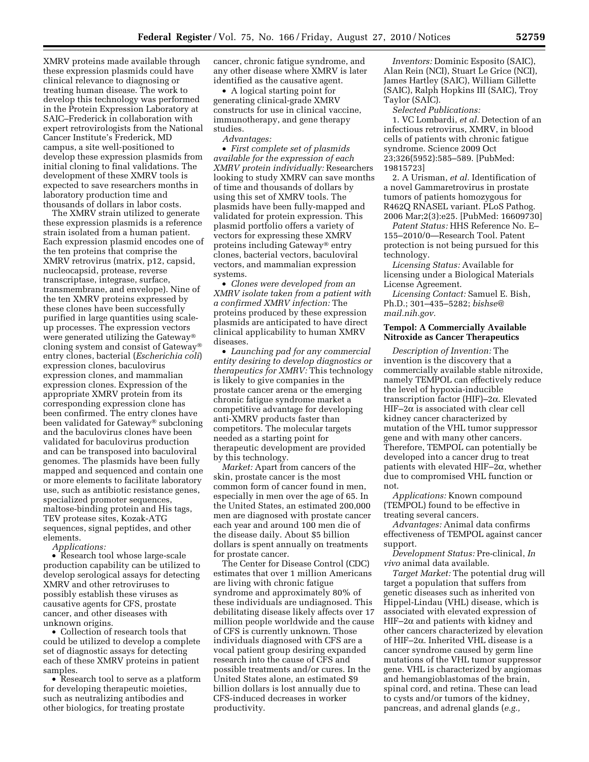XMRV proteins made available through these expression plasmids could have clinical relevance to diagnosing or treating human disease. The work to develop this technology was performed in the Protein Expression Laboratory at SAIC–Frederick in collaboration with expert retrovirologists from the National Cancer Institute's Frederick, MD campus, a site well-positioned to develop these expression plasmids from initial cloning to final validations. The development of these XMRV tools is expected to save researchers months in laboratory production time and thousands of dollars in labor costs.

The XMRV strain utilized to generate these expression plasmids is a reference strain isolated from a human patient. Each expression plasmid encodes one of the ten proteins that comprise the XMRV retrovirus (matrix, p12, capsid, nucleocapsid, protease, reverse transcriptase, integrase, surface, transmembrane, and envelope). Nine of the ten XMRV proteins expressed by these clones have been successfully purified in large quantities using scale-up processes. The expression vectors were generated utilizing the Gateway® cloning system and consist of Gateway® entry clones, bacterial (*Escherichia coli*) expression clones, baculovirus expression clones, and mammalian expression clones. Expression of the appropriate XMRV protein from its corresponding expression clone has been confirmed. The entry clones have been validated for Gateway® subcloning and the baculovirus clones have been validated for baculovirus production and can be transposed into baculoviral genomes. The plasmids have been fully mapped and sequenced and contain one or more elements to facilitate laboratory use, such as antibiotic resistance genes, specialized promoter sequences, maltose-binding protein and His tags, TEV protease sites, Kozak-ATG sequences, signal peptides, and other elements.

*Applications:*

- Research tool whose large-scale production capability can be utilized to develop serological assays for detecting XMRV and other retroviruses to possibly establish these viruses as causative agents for CFS, prostate cancer, and other diseases with unknown origins.
- Collection of research tools that could be utilized to develop a complete set of diagnostic assays for detecting each of these XMRV proteins in patient samples.
- Research tool to serve as a platform for developing therapeutic moieties, such as neutralizing antibodies and other biologics, for treating prostate cancer, chronic fatigue syndrome, and any other disease where XMRV is later identified as the causative agent.
- A logical starting point for generating clinical-grade XMRV constructs for use in clinical vaccine, immunotherapy, and gene therapy studies.

*Advantages:*

- *First complete set of plasmids available for the expression of each XMRV protein individually:* Researchers looking to study XMRV can save months of time and thousands of dollars by using this set of XMRV tools. The plasmids have been fully-mapped and validated for protein expression. This plasmid portfolio offers a variety of vectors for expressing these XMRV proteins including Gateway® entry clones, bacterial vectors, baculoviral vectors, and mammalian expression systems.
- *Clones were developed from an XMRV isolate taken from a patient with a confirmed XMRV infection:* The proteins produced by these expression plasmids are anticipated to have direct clinical applicability to human XMRV diseases.
- *Launching pad for any commercial entity desiring to develop diagnostics or therapeutics for XMRV:* This technology is likely to give companies in the prostate cancer arena or the emerging chronic fatigue syndrome market a competitive advantage for developing anti-XMRV products faster than competitors. The molecular targets needed as a starting point for therapeutic development are provided by this technology.

*Market:* Apart from cancers of the skin, prostate cancer is the most common form of cancer found in men, especially in men over the age of 65. In the United States, an estimated 200,000 men are diagnosed with prostate cancer each year and around 100 men die of the disease daily. About $5 billion dollars is spent annually on treatments for prostate cancer.

The Center for Disease Control (CDC) estimates that over 1 million Americans are living with chronic fatigue syndrome and approximately 80% of these individuals are undiagnosed. This debilitating disease likely affects over 17 million people worldwide and the cause of CFS is currently unknown. Those individuals diagnosed with CFS are a vocal patient group desiring expanded research into the cause of CFS and possible treatments and/or cures. In the United States alone, an estimated $9 billion dollars is lost annually due to CFS-induced decreases in worker productivity.

*Inventors:* Dominic Esposito (SAIC), Alan Rein (NCI), Stuart Le Grice (NCI), James Hartley (SAIC), William Gillette (SAIC), Ralph Hopkins III (SAIC), Troy Taylor (SAIC).

*Selected Publications:*

1. VC Lombardi, *et al.* Detection of an infectious retrovirus, XMRV, in blood cells of patients with chronic fatigue syndrome. Science 2009 Oct 23;326(5952):585–589. [PubMed: 19815723]
2. A Urisman, *et al.* Identification of a novel Gammaretrovirus in prostate tumors of patients homozygous for R462Q RNASEL variant. PLoS Pathog. 2006 Mar;2(3):e25. [PubMed: 16609730]

*Patent Status:* HHS Reference No. E–155–2010/0—Research Tool. Patent protection is not being pursued for this technology.

*Licensing Status:* Available for licensing under a Biological Materials License Agreement.

*Licensing Contact:* Samuel E. Bish, Ph.D.; 301–435–5282; *bishse@mail.nih.gov.*

### Tempol: A Commercially Available Nitroxide as Cancer Therapeutics

*Description of Invention:* The invention is the discovery that a commercially available stable nitroxide, namely TEMPOL can effectively reduce the level of hypoxia-inducible transcription factor (HIF)–2$\alpha$. Elevated HIF–2$\alpha$ is associated with clear cell kidney cancer characterized by mutation of the VHL tumor suppressor gene and with many other cancers. Therefore, TEMPOL can potentially be developed into a cancer drug to treat patients with elevated HIF–2$\alpha$, whether due to compromised VHL function or not.

*Applications:* Known compound (TEMPOL) found to be effective in treating several cancers.

*Advantages:* Animal data confirms effectiveness of TEMPOL against cancer support.

*Development Status:* Pre-clinical, *In vivo* animal data available.

*Target Market:* The potential drug will target a population that suffers from genetic diseases such as inherited von Hippel-Lindau (VHL) disease, which is associated with elevated expression of HIF–2$\alpha$ and patients with kidney and other cancers characterized by elevation of HIF–2$\alpha$. Inherited VHL disease is a cancer syndrome caused by germ line mutations of the VHL tumor suppressor gene. VHL is characterized by angiomas and hemangioblastomas of the brain, spinal cord, and retina. These can lead to cysts and/or tumors of the kidney, pancreas, and adrenal glands (*e.g.,*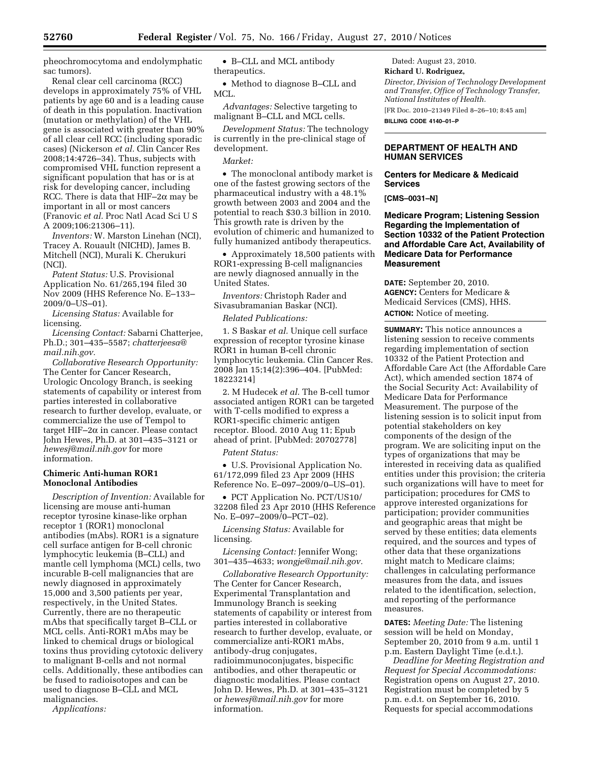pheochromocytoma and endolymphatic sac tumors).

Renal clear cell carcinoma (RCC) develops in approximately 75% of VHL patients by age 60 and is a leading cause of death in this population. Inactivation (mutation or methylation) of the VHL gene is associated with greater than 90% of all clear cell RCC (including sporadic cases) (Nickerson *et al.* Clin Cancer Res 2008;14:4726–34). Thus, subjects with compromised VHL function represent a significant population that has or is at risk for developing cancer, including RCC. There is data that HIF–2α may be important in all or most cancers (Franovic *et al.* Proc Natl Acad Sci U S A 2009;106:21306–11).

*Inventors:* W. Marston Linehan (NCI), Tracey A. Rouault (NICHD), James B. Mitchell (NCI), Murali K. Cherukuri (NCI).

*Patent Status:* U.S. Provisional Application No. 61/265,194 filed 30 Nov 2009 (HHS Reference No. E–133–2009/0–US–01).

*Licensing Status:* Available for licensing.

*Licensing Contact:* Sabarni Chatterjee, Ph.D.; 301–435–5587; *chatterjeesa@mail.nih.gov.*

*Collaborative Research Opportunity:* The Center for Cancer Research, Urologic Oncology Branch, is seeking statements of capability or interest from parties interested in collaborative research to further develop, evaluate, or commercialize the use of Tempol to target HIF–2α in cancer. Please contact John Hewes, Ph.D. at 301–435–3121 or *hewesj@mail.nih.gov* for more information.

**Chimeric Anti-human ROR1 Monoclonal Antibodies**

*Description of Invention:* Available for licensing are mouse anti-human receptor tyrosine kinase-like orphan receptor 1 (ROR1) monoclonal antibodies (mAbs). ROR1 is a signature cell surface antigen for B-cell chronic lymphocytic leukemia (B–CLL) and mantle cell lymphoma (MCL) cells, two incurable B-cell malignancies that are newly diagnosed in approximately 15,000 and 3,500 patients per year, respectively, in the United States. Currently, there are no therapeutic mAbs that specifically target B–CLL or MCL cells. Anti-ROR1 mAbs may be linked to chemical drugs or biological toxins thus providing cytotoxic delivery to malignant B-cells and not normal cells. Additionally, these antibodies can be fused to radioisotopes and can be used to diagnose B–CLL and MCL malignancies.

*Applications:*

- B–CLL and MCL antibody therapeutics.
- Method to diagnose B–CLL and MCL.

*Advantages:* Selective targeting to malignant B–CLL and MCL cells.

*Development Status:* The technology is currently in the pre-clinical stage of development.

*Market:*

- The monoclonal antibody market is one of the fastest growing sectors of the pharmaceutical industry with a 48.1% growth between 2003 and 2004 and the potential to reach $30.3 billion in 2010. This growth rate is driven by the evolution of chimeric and humanized to fully humanized antibody therapeutics.
- Approximately 18,500 patients with ROR1-expressing B-cell malignancies are newly diagnosed annually in the United States.

*Inventors:* Christoph Rader and Sivasubramanian Baskar (NCI).

*Related Publications:*

1. S Baskar *et al.* Unique cell surface expression of receptor tyrosine kinase ROR1 in human B-cell chronic lymphocytic leukemia. Clin Cancer Res. 2008 Jan 15;14(2):396–404. [PubMed: 18223214]

2. M Hudecek *et al.* The B-cell tumor associated antigen ROR1 can be targeted with T-cells modified to express a ROR1-specific chimeric antigen receptor. Blood. 2010 Aug 11; Epub ahead of print. [PubMed: 20702778]

*Patent Status:*

- U.S. Provisional Application No. 61/172,099 filed 23 Apr 2009 (HHS Reference No. E–097–2009/0–US–01).
- PCT Application No. PCT/US10/32208 filed 23 Apr 2010 (HHS Reference No. E–097–2009/0–PCT–02).

*Licensing Status:* Available for licensing.

*Licensing Contact:* Jennifer Wong; 301–435–4633; *wongje@mail.nih.gov.*

*Collaborative Research Opportunity:* The Center for Cancer Research, Experimental Transplantation and Immunology Branch is seeking statements of capability or interest from parties interested in collaborative research to further develop, evaluate, or commercialize anti-ROR1 mAbs, antibody-drug conjugates, radioimmunoconjugates, bispecific antibodies, and other therapeutic or diagnostic modalities. Please contact John D. Hewes, Ph.D. at 301–435–3121 or *hewesj@mail.nih.gov* for more information.

Dated: August 23, 2010.

**Richard U. Rodriguez,**

*Director, Division of Technology Development and Transfer, Office of Technology Transfer, National Institutes of Health.*

[FR Doc. 2010–21349 Filed 8–26–10; 8:45 am]

**BILLING CODE 4140–01–P**

## DEPARTMENT OF HEALTH AND HUMAN SERVICES

### Centers for Medicare & Medicaid Services

**[CMS–0031–N]**

### Medicare Program; Listening Session Regarding the Implementation of Section 10332 of the Patient Protection and Affordable Care Act, Availability of Medicare Data for Performance Measurement

**DATE:** September 20, 2010.

**AGENCY:** Centers for Medicare & Medicaid Services (CMS), HHS.

**ACTION:** Notice of meeting.

**SUMMARY:** This notice announces a listening session to receive comments regarding implementation of section 10332 of the Patient Protection and Affordable Care Act (the Affordable Care Act), which amended section 1874 of the Social Security Act: Availability of Medicare Data for Performance Measurement. The purpose of the listening session is to solicit input from potential stakeholders on key components of the design of the program. We are soliciting input on the types of organizations that may be interested in receiving data as qualified entities under this provision; the criteria such organizations will have to meet for participation; procedures for CMS to approve interested organizations for participation; provider communities and geographic areas that might be served by these entities; data elements required, and the sources and types of other data that these organizations might match to Medicare claims; challenges in calculating performance measures from the data, and issues related to the identification, selection, and reporting of the performance measures.

**DATES:** *Meeting Date:* The listening session will be held on Monday, September 20, 2010 from 9 a.m. until 1 p.m. Eastern Daylight Time (e.d.t.).

*Deadline for Meeting Registration and Request for Special Accommodations:* Registration opens on August 27, 2010. Registration must be completed by 5 p.m. e.d.t. on September 16, 2010. Requests for special accommodations